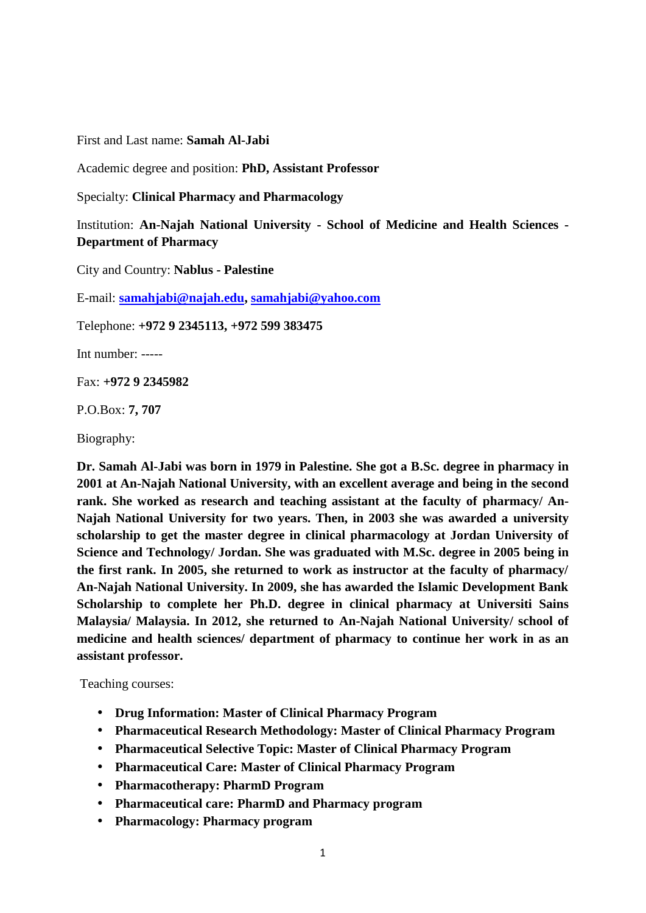First and Last name: **Samah Al-Jabi**

Academic degree and position: **PhD, Assistant Professor**

Specialty: **Clinical Pharmacy and Pharmacology**

Institution: **An-Najah National University - School of Medicine and Health Sciences - Department of Pharmacy**

City and Country: **Nablus - Palestine**

E-mail: **samahjabi@najah.edu, samahjabi@yahoo.com**

Telephone: **+972 9 2345113, +972 599 383475**

Int number: -----

Fax: **+972 9 2345982**

P.O.Box: **7, 707**

Biography:

**Dr. Samah Al-Jabi was born in 1979 in Palestine. She got a B.Sc. degree in pharmacy in 2001 at An-Najah National University, with an excellent average and being in the second rank. She worked as research and teaching assistant at the faculty of pharmacy/ An-Najah National University for two years. Then, in 2003 she was awarded a university scholarship to get the master degree in clinical pharmacology at Jordan University of Science and Technology/ Jordan. She was graduated with M.Sc. degree in 2005 being in the first rank. In 2005, she returned to work as instructor at the faculty of pharmacy/ An-Najah National University. In 2009, she has awarded the Islamic Development Bank Scholarship to complete her Ph.D. degree in clinical pharmacy at Universiti Sains Malaysia/ Malaysia. In 2012, she returned to An-Najah National University/ school of medicine and health sciences/ department of pharmacy to continue her work in as an assistant professor.**

Teaching courses:

- **Drug Information: Master of Clinical Pharmacy Program**
- **Pharmaceutical Research Methodology: Master of Clinical Pharmacy Program**
- **Pharmaceutical Selective Topic: Master of Clinical Pharmacy Program**
- **Pharmaceutical Care: Master of Clinical Pharmacy Program**
- **Pharmacotherapy: PharmD Program**
- **Pharmaceutical care: PharmD and Pharmacy program**
- **Pharmacology: Pharmacy program**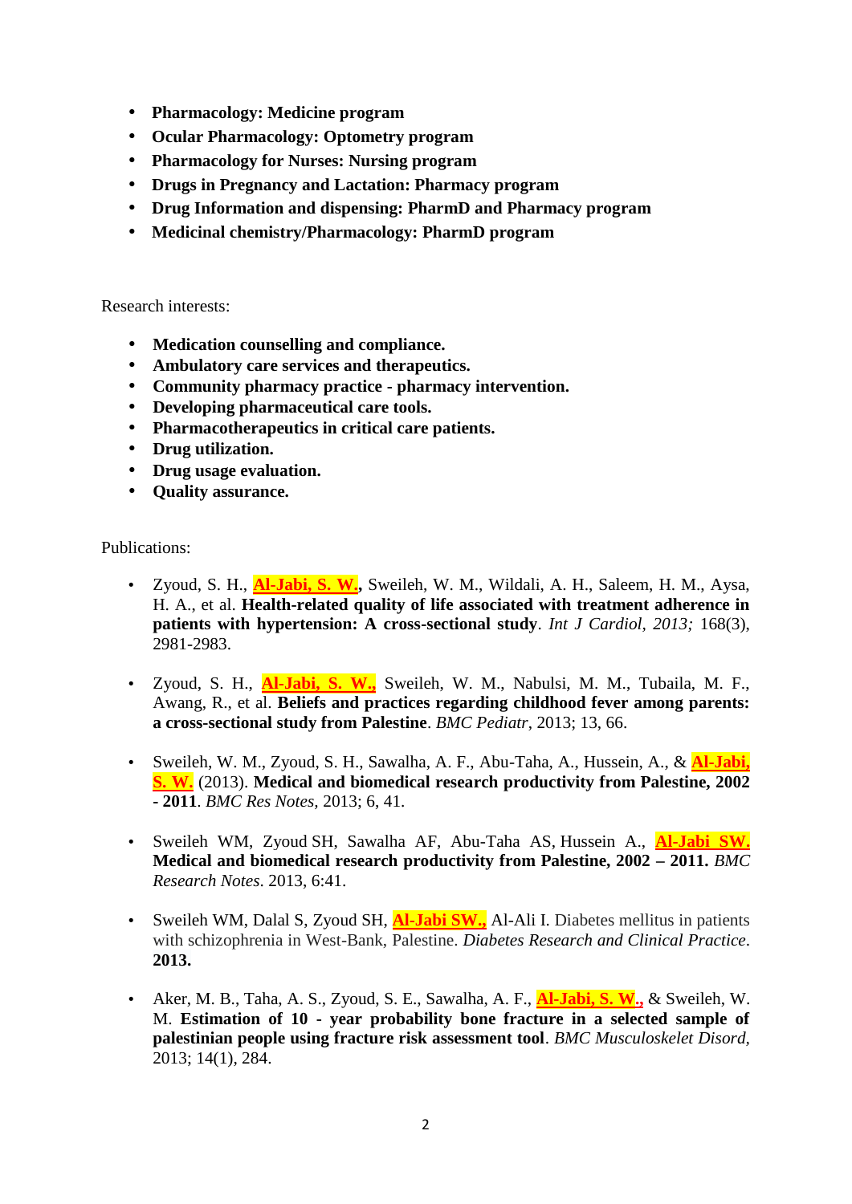- **Pharmacology: Medicine program**
- **Ocular Pharmacology: Optometry program**
- **Pharmacology for Nurses: Nursing program**
- **Drugs in Pregnancy and Lactation: Pharmacy program**
- **Drug Information and dispensing: PharmD and Pharmacy program**
- **Medicinal chemistry/Pharmacology: PharmD program**

Research interests:

- **Medication counselling and compliance.**
- **Ambulatory care services and therapeutics.**
- **Community pharmacy practice - pharmacy intervention.**
- **Developing pharmaceutical care tools.**
- **Pharmacotherapeutics in critical care patients.**
- **Drug utilization.**
- **Drug usage evaluation.**
- **Quality assurance.**

Publications:

- Zyoud, S. H., **Al-Jabi, S. W.,** Sweileh, W. M., Wildali, A. H., Saleem, H. M., Aysa, H. A., et al. **Health-related quality of life associated with treatment adherence in patients with hypertension: A cross-sectional study**. *Int J Cardiol, 2013;* 168(3), 2981-2983.

- Zyoud, S. H., **Al-Jabi, S. W.,** Sweileh, W. M., Nabulsi, M. M., Tubaila, M. F., Awang, R., et al. **Beliefs and practices regarding childhood fever among parents: a cross-sectional study from Palestine**. *BMC Pediatr*, 2013; 13, 66.

- Sweileh, W. M., Zyoud, S. H., Sawalha, A. F., Abu-Taha, A., Hussein, A., & **Al-Jabi, S. W.** (2013). **Medical and biomedical research productivity from Palestine, 2002 - 2011**. *BMC Res Notes*, 2013; 6, 41.

- Sweileh WM, Zyoud SH, Sawalha AF, Abu-Taha AS, Hussein A., **Al-Jabi SW. Medical and biomedical research productivity from Palestine, 2002 – 2011.** *BMC Research Notes*. 2013, 6:41.

- Sweileh WM, Dalal S, Zyoud SH, **Al-Jabi SW.,** Al-Ali I. Diabetes mellitus in patients with schizophrenia in West-Bank, Palestine. *Diabetes Research and Clinical Practice*. **2013.**

- Aker, M. B., Taha, A. S., Zyoud, S. E., Sawalha, A. F., **Al-Jabi, S. W.,** & Sweileh, W. M. **Estimation of 10 - year probability bone fracture in a selected sample of palestinian people using fracture risk assessment tool**. *BMC Musculoskelet Disord*, 2013; 14(1), 284.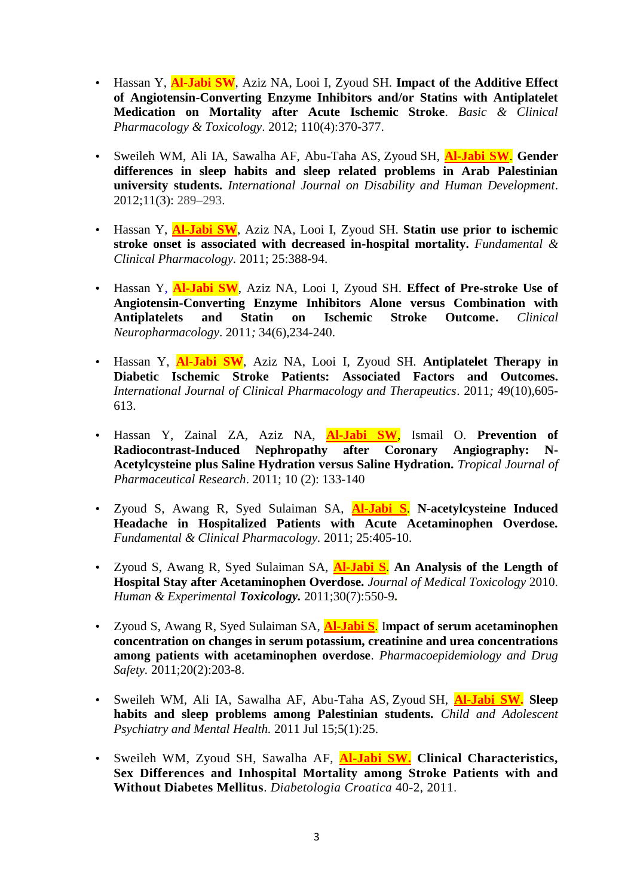- Hassan Y, **Al-Jabi SW**, Aziz NA, Looi I, Zyoud SH. **Impact of the Additive Effect of Angiotensin-Converting Enzyme Inhibitors and/or Statins with Antiplatelet Medication on Mortality after Acute Ischemic Stroke**. *Basic & Clinical Pharmacology & Toxicology*. 2012; 110(4):370-377.

- Sweileh WM, Ali IA, Sawalha AF, Abu-Taha AS, Zyoud SH, **Al-Jabi SW**. **Gender differences in sleep habits and sleep related problems in Arab Palestinian university students.** *International Journal on Disability and Human Development*. 2012;11(3): 289–293.

- Hassan Y, **Al-Jabi SW**, Aziz NA, Looi I, Zyoud SH. **Statin use prior to ischemic stroke onset is associated with decreased in-hospital mortality.** *Fundamental & Clinical Pharmacology.* 2011; 25:388-94.

- Hassan Y, **Al-Jabi SW**, Aziz NA, Looi I, Zyoud SH. **Effect of Pre-stroke Use of Angiotensin-Converting Enzyme Inhibitors Alone versus Combination with Antiplatelets and Statin on Ischemic Stroke Outcome.** *Clinical Neuropharmacology*. 2011*;* 34(6),234-240.

- Hassan Y, **Al-Jabi SW**, Aziz NA, Looi I, Zyoud SH. **Antiplatelet Therapy in Diabetic Ischemic Stroke Patients: Associated Factors and Outcomes.** *International Journal of Clinical Pharmacology and Therapeutics*. 2011*;* 49(10),605-613.

- Hassan Y, Zainal ZA, Aziz NA, **Al-Jabi SW**, Ismail O. **Prevention of Radiocontrast-Induced Nephropathy after Coronary Angiography: N-Acetylcysteine plus Saline Hydration versus Saline Hydration.** *Tropical Journal of Pharmaceutical Research*. 2011; 10 (2): 133-140

- Zyoud S, Awang R, Syed Sulaiman SA, **Al-Jabi S**. **N-acetylcysteine Induced Headache in Hospitalized Patients with Acute Acetaminophen Overdose.** *Fundamental & Clinical Pharmacology.* 2011; 25:405-10.

- Zyoud S, Awang R, Syed Sulaiman SA, **Al-Jabi S**. **An Analysis of the Length of Hospital Stay after Acetaminophen Overdose.** *Journal of Medical Toxicology* 2010. *Human & Experimental* ***Toxicology.*** 2011;30(7):550-9**.**

- Zyoud S, Awang R, Syed Sulaiman SA, **Al-Jabi S**. **Impact of serum acetaminophen concentration on changes in serum potassium, creatinine and urea concentrations among patients with acetaminophen overdose**. *Pharmacoepidemiology and Drug Safety.* 2011;20(2):203-8.

- Sweileh WM, Ali IA, Sawalha AF, Abu-Taha AS, Zyoud SH, **Al-Jabi SW. Sleep habits and sleep problems among Palestinian students.** *Child and Adolescent Psychiatry and Mental Health.* 2011 Jul 15;5(1):25.

- Sweileh WM, Zyoud SH, Sawalha AF, **Al-Jabi SW. Clinical Characteristics, Sex Differences and Inhospital Mortality among Stroke Patients with and Without Diabetes Mellitus**. *Diabetologia Croatica* 40-2, 2011.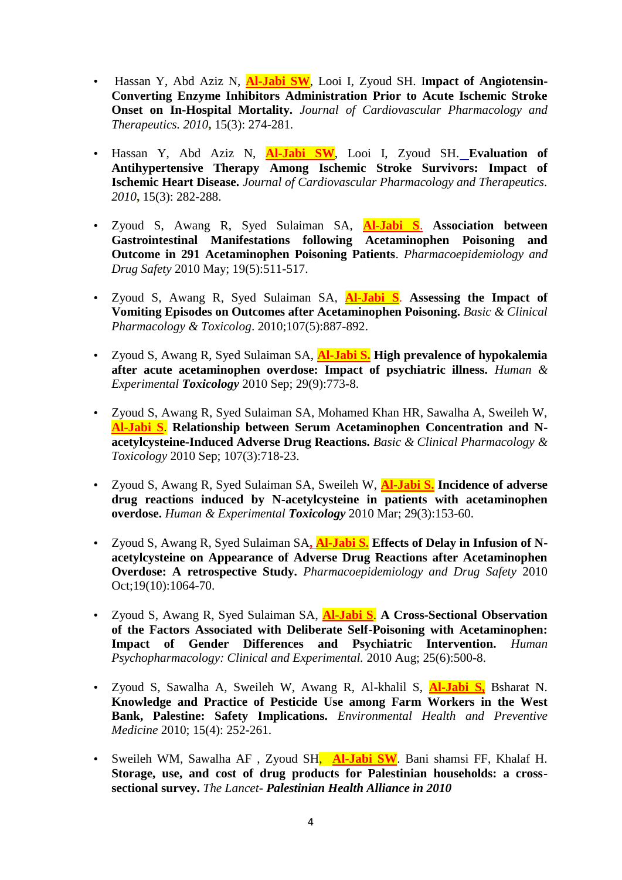- Hassan Y, Abd Aziz N, **Al-Jabi SW**, Looi I, Zyoud SH. **Impact of Angiotensin-Converting Enzyme Inhibitors Administration Prior to Acute Ischemic Stroke Onset on In-Hospital Mortality.** *Journal of Cardiovascular Pharmacology and Therapeutics. 2010*, 15(3): 274-281.

- Hassan Y, Abd Aziz N, **Al-Jabi SW**, Looi I, Zyoud SH. **Evaluation of Antihypertensive Therapy Among Ischemic Stroke Survivors: Impact of Ischemic Heart Disease.** *Journal of Cardiovascular Pharmacology and Therapeutics. 2010*, 15(3): 282-288.

- Zyoud S, Awang R, Syed Sulaiman SA, **Al-Jabi S**. **Association between Gastrointestinal Manifestations following Acetaminophen Poisoning and Outcome in 291 Acetaminophen Poisoning Patients**. *Pharmacoepidemiology and Drug Safety* 2010 May; 19(5):511-517.

- Zyoud S, Awang R, Syed Sulaiman SA, **Al-Jabi S**. **Assessing the Impact of Vomiting Episodes on Outcomes after Acetaminophen Poisoning.** *Basic & Clinical Pharmacology & Toxicolog*. 2010;107(5):887-892.

- Zyoud S, Awang R, Syed Sulaiman SA, **Al-Jabi S.** **High prevalence of hypokalemia after acute acetaminophen overdose: Impact of psychiatric illness.** *Human & Experimental **Toxicology*** 2010 Sep; 29(9):773-8.

- Zyoud S, Awang R, Syed Sulaiman SA, Mohamed Khan HR, Sawalha A, Sweileh W, **Al-Jabi S**. **Relationship between Serum Acetaminophen Concentration and N-acetylcysteine-Induced Adverse Drug Reactions.** *Basic & Clinical Pharmacology & Toxicology* 2010 Sep; 107(3):718-23.

- Zyoud S, Awang R, Syed Sulaiman SA, Sweileh W, **Al-Jabi S.** **Incidence of adverse drug reactions induced by N-acetylcysteine in patients with acetaminophen overdose.** *Human & Experimental **Toxicology*** 2010 Mar; 29(3):153-60.

- Zyoud S, Awang R, Syed Sulaiman SA, **Al-Jabi S.** **Effects of Delay in Infusion of N-acetylcysteine on Appearance of Adverse Drug Reactions after Acetaminophen Overdose: A retrospective Study.** *Pharmacoepidemiology and Drug Safety* 2010 Oct;19(10):1064-70.

- Zyoud S, Awang R, Syed Sulaiman SA, **Al-Jabi S**. **A Cross-Sectional Observation of the Factors Associated with Deliberate Self-Poisoning with Acetaminophen: Impact of Gender Differences and Psychiatric Intervention.** *Human Psychopharmacology: Clinical and Experimental.* 2010 Aug; 25(6):500-8.

- Zyoud S, Sawalha A, Sweileh W, Awang R, Al-khalil S, **Al-Jabi S,** Bsharat N. **Knowledge and Practice of Pesticide Use among Farm Workers in the West Bank, Palestine: Safety Implications.** *Environmental Health and Preventive Medicine* 2010; 15(4): 252-261.

- Sweileh WM, Sawalha AF , Zyoud SH, **Al-Jabi SW**. Bani shamsi FF, Khalaf H. **Storage, use, and cost of drug products for Palestinian households: a cross-sectional survey.** *The Lancet- **Palestinian Health Alliance in 2010***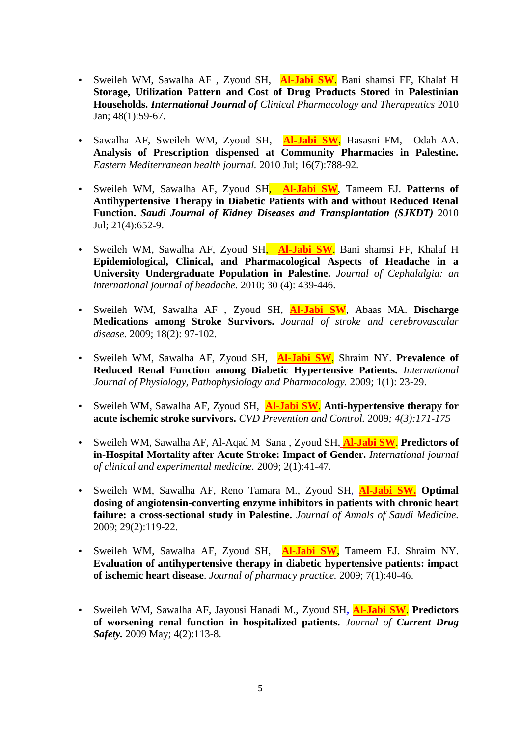- Sweileh WM, Sawalha AF , Zyoud SH, **Al-Jabi SW**. Bani shamsi FF, Khalaf H **Storage, Utilization Pattern and Cost of Drug Products Stored in Palestinian Households.** ***International Journal of*** *Clinical Pharmacology and Therapeutics* 2010 Jan; 48(1):59-67.

- Sawalha AF, Sweileh WM, Zyoud SH, **Al-Jabi SW**, Hasasni FM, Odah AA. **Analysis of Prescription dispensed at Community Pharmacies in Palestine.** *Eastern Mediterranean health journal.* 2010 Jul; 16(7):788-92.

- Sweileh WM, Sawalha AF, Zyoud SH, **Al-Jabi SW**, Tameem EJ. **Patterns of Antihypertensive Therapy in Diabetic Patients with and without Reduced Renal Function.** ***Saudi Journal of Kidney Diseases and Transplantation (SJKDT)*** 2010 Jul; 21(4):652-9.

- Sweileh WM, Sawalha AF, Zyoud SH, **Al-Jabi SW**. Bani shamsi FF, Khalaf H **Epidemiological, Clinical, and Pharmacological Aspects of Headache in a University Undergraduate Population in Palestine.** *Journal of Cephalalgia: an international journal of headache.* 2010; 30 (4): 439-446.

- Sweileh WM, Sawalha AF , Zyoud SH, **Al-Jabi SW**, Abaas MA. **Discharge Medications among Stroke Survivors.** *Journal of stroke and cerebrovascular disease.* 2009; 18(2): 97-102.

- Sweileh WM, Sawalha AF, Zyoud SH, **Al-Jabi SW**, Shraim NY. **Prevalence of Reduced Renal Function among Diabetic Hypertensive Patients.** *International Journal of Physiology, Pathophysiology and Pharmacology.* 2009; 1(1): 23-29.

- Sweileh WM, Sawalha AF, Zyoud SH, **Al-Jabi SW**. **Anti-hypertensive therapy for acute ischemic stroke survivors.** *CVD Prevention and Control.* 2009*; 4(3):171-175*

- Sweileh WM, Sawalha AF, Al-Aqad M Sana , Zyoud SH, **Al-Jabi SW**. **Predictors of in-Hospital Mortality after Acute Stroke: Impact of Gender.** *International journal of clinical and experimental medicine.* 2009; 2(1):41-47.

- Sweileh WM, Sawalha AF, Reno Tamara M., Zyoud SH, **Al-Jabi SW.** **Optimal dosing of angiotensin-converting enzyme inhibitors in patients with chronic heart failure: a cross-sectional study in Palestine.** *Journal of Annals of Saudi Medicine.* 2009; 29(2):119-22.

- Sweileh WM, Sawalha AF, Zyoud SH, **Al-Jabi SW**, Tameem EJ. Shraim NY. **Evaluation of antihypertensive therapy in diabetic hypertensive patients: impact of ischemic heart disease**. *Journal of pharmacy practice.* 2009; 7(1):40-46.

- Sweileh WM, Sawalha AF, Jayousi Hanadi M., Zyoud SH, **Al-Jabi SW**. **Predictors of worsening renal function in hospitalized patients.** *Journal of* ***Current Drug Safety.*** 2009 May; 4(2):113-8.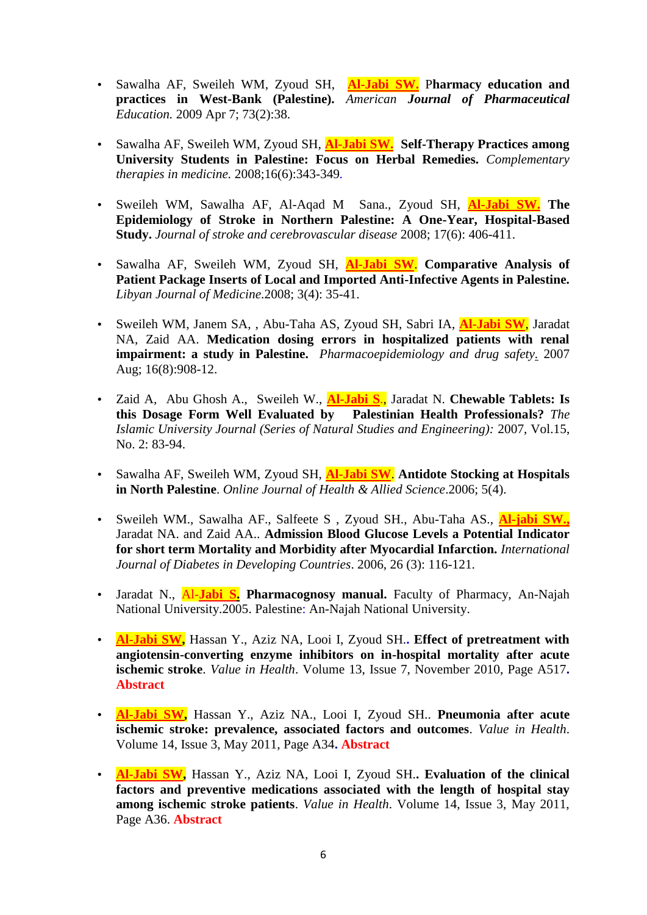- Sawalha AF, Sweileh WM, Zyoud SH, **Al-Jabi SW.** P**harmacy education and practices in West-Bank (Palestine).** *American **Journal of Pharmaceutical** Education.* 2009 Apr 7; 73(2):38.

- Sawalha AF, Sweileh WM, Zyoud SH, **Al-Jabi SW. Self-Therapy Practices among University Students in Palestine: Focus on Herbal Remedies.** *Complementary therapies in medicine.* 2008;16(6):343-349.

- Sweileh WM, Sawalha AF, Al-Aqad M Sana., Zyoud SH, **Al-Jabi SW. The Epidemiology of Stroke in Northern Palestine: A One-Year, Hospital-Based Study.** *Journal of stroke and cerebrovascular disease* 2008; 17(6): 406-411.

- Sawalha AF, Sweileh WM, Zyoud SH, **Al-Jabi SW**. **Comparative Analysis of Patient Package Inserts of Local and Imported Anti-Infective Agents in Palestine.** *Libyan Journal of Medicine*.2008; 3(4): 35-41.

- Sweileh WM, Janem SA, , Abu-Taha AS, Zyoud SH, Sabri IA, **Al-Jabi SW**, Jaradat NA, Zaid AA. **Medication dosing errors in hospitalized patients with renal impairment: a study in Palestine.** *Pharmacoepidemiology and drug safety*. 2007 Aug; 16(8):908-12.

- Zaid A, Abu Ghosh A., Sweileh W., **Al-Jabi S.**, Jaradat N. **Chewable Tablets: Is this Dosage Form Well Evaluated by Palestinian Health Professionals?** *The Islamic University Journal (Series of Natural Studies and Engineering):* 2007, Vol.15, No. 2: 83-94.

- Sawalha AF, Sweileh WM, Zyoud SH, **Al-Jabi SW**. **Antidote Stocking at Hospitals in North Palestine**. *Online Journal of Health & Allied Science*.2006; 5(4).

- Sweileh WM., Sawalha AF., Salfeete S , Zyoud SH., Abu-Taha AS., **Al-jabi SW.,** Jaradat NA. and Zaid AA.. **Admission Blood Glucose Levels a Potential Indicator for short term Mortality and Morbidity after Myocardial Infarction.** *International Journal of Diabetes in Developing Countries*. 2006, 26 (3): 116-121.

- Jaradat N., Al-**Jabi S. Pharmacognosy manual.** Faculty of Pharmacy, An-Najah National University.2005. Palestine: An-Najah National University.

- **Al-Jabi SW,** Hassan Y., Aziz NA, Looi I, Zyoud SH.. **Effect of pretreatment with angiotensin-converting enzyme inhibitors on in-hospital mortality after acute ischemic stroke**. *Value in Health*. Volume 13, Issue 7, November 2010, Page A517**. Abstract**

- **Al-Jabi SW,** Hassan Y., Aziz NA., Looi I, Zyoud SH.. **Pneumonia after acute ischemic stroke: prevalence, associated factors and outcomes**. *Value in Health*. Volume 14, Issue 3, May 2011, Page A34**. Abstract**

- **Al-Jabi SW,** Hassan Y., Aziz NA, Looi I, Zyoud SH.. **Evaluation of the clinical factors and preventive medications associated with the length of hospital stay among ischemic stroke patients**. *Value in Health*. Volume 14, Issue 3, May 2011, Page A36. **Abstract**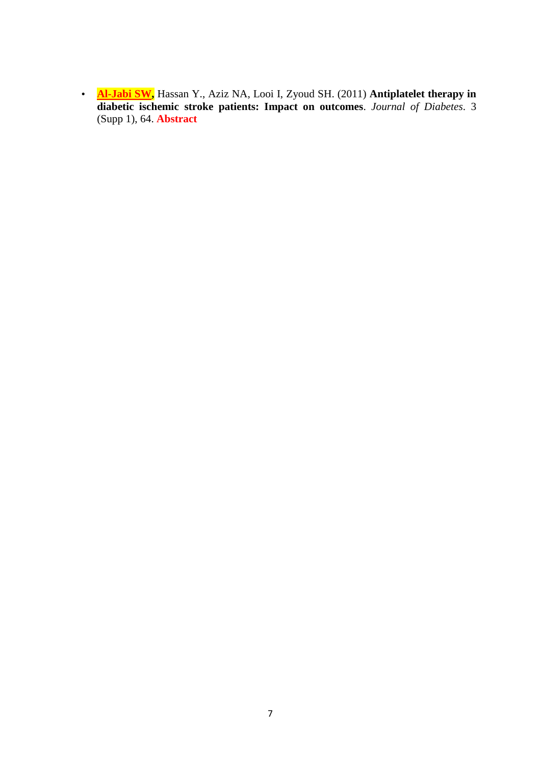- **Al-Jabi SW,** Hassan Y., Aziz NA, Looi I, Zyoud SH. (2011) **Antiplatelet therapy in diabetic ischemic stroke patients: Impact on outcomes**. *Journal of Diabetes*. 3 (Supp 1), 64. **Abstract**